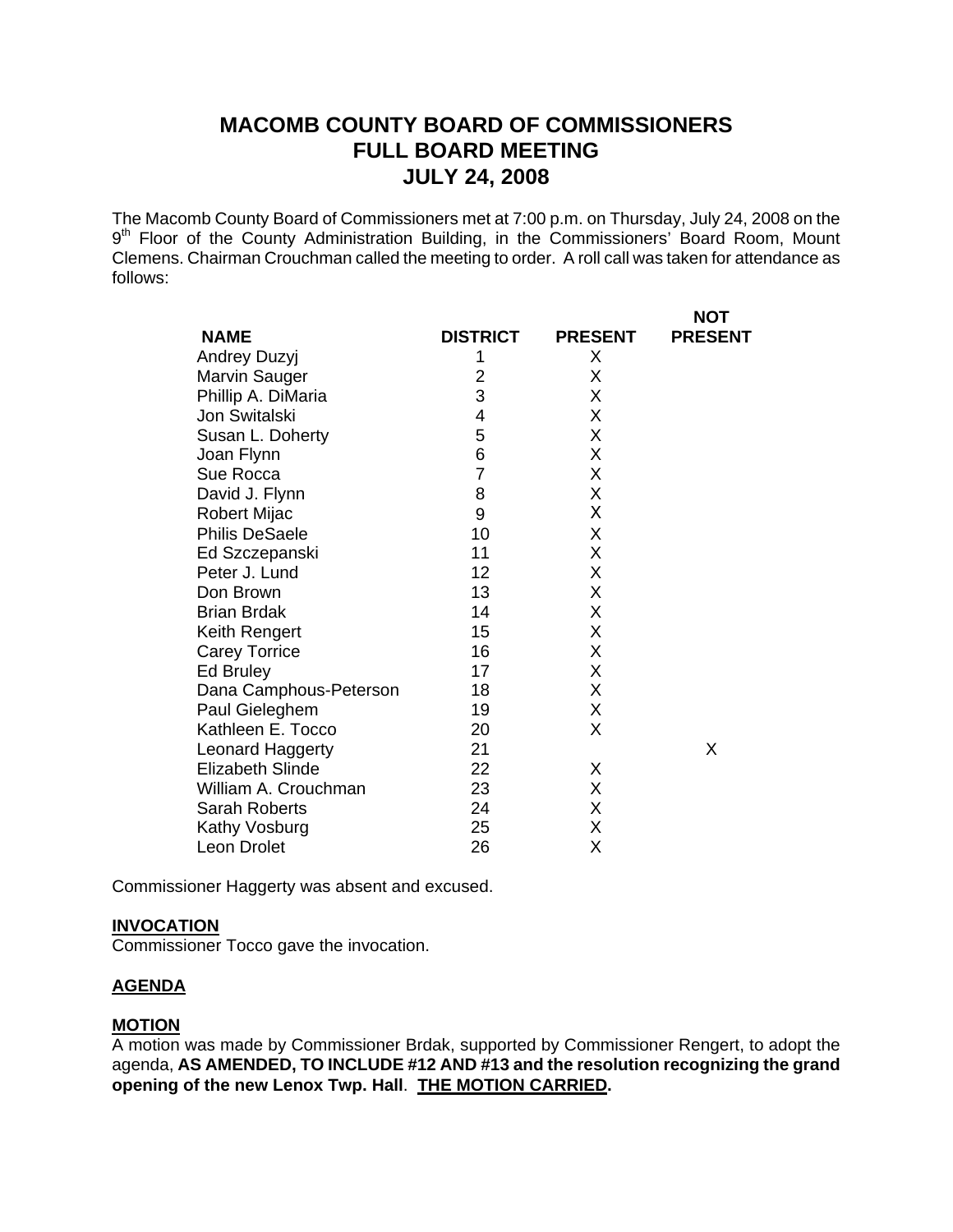# MACOMB COUNTY BOARD OF COMMISSIONERS
# FULL BOARD MEETING
# JULY 24, 2008

The Macomb County Board of Commissioners met at 7:00 p.m. on Thursday, July 24, 2008 on the 9th Floor of the County Administration Building, in the Commissioners' Board Room, Mount Clemens. Chairman Crouchman called the meeting to order. A roll call was taken for attendance as follows:

| NAME | DISTRICT | PRESENT | NOT PRESENT |
|---|---|---|---|
| Andrey Duzyj | 1 | X | |
| Marvin Sauger | 2 | X | |
| Phillip A. DiMaria | 3 | X | |
| Jon Switalski | 4 | X | |
| Susan L. Doherty | 5 | X | |
| Joan Flynn | 6 | X | |
| Sue Rocca | 7 | X | |
| David J. Flynn | 8 | X | |
| Robert Mijac | 9 | X | |
| Philis DeSaele | 10 | X | |
| Ed Szczepanski | 11 | X | |
| Peter J. Lund | 12 | X | |
| Don Brown | 13 | X | |
| Brian Brdak | 14 | X | |
| Keith Rengert | 15 | X | |
| Carey Torrice | 16 | X | |
| Ed Bruley | 17 | X | |
| Dana Camphous-Peterson | 18 | X | |
| Paul Gieleghem | 19 | X | |
| Kathleen E. Tocco | 20 | X | |
| Leonard Haggerty | 21 | | X |
| Elizabeth Slinde | 22 | X | |
| William A. Crouchman | 23 | X | |
| Sarah Roberts | 24 | X | |
| Kathy Vosburg | 25 | X | |
| Leon Drolet | 26 | X | |

Commissioner Haggerty was absent and excused.

**INVOCATION**

Commissioner Tocco gave the invocation.

**AGENDA**

**MOTION**

A motion was made by Commissioner Brdak, supported by Commissioner Rengert, to adopt the agenda, **AS AMENDED, TO INCLUDE #12 AND #13 and the resolution recognizing the grand opening of the new Lenox Twp. Hall**. **THE MOTION CARRIED.**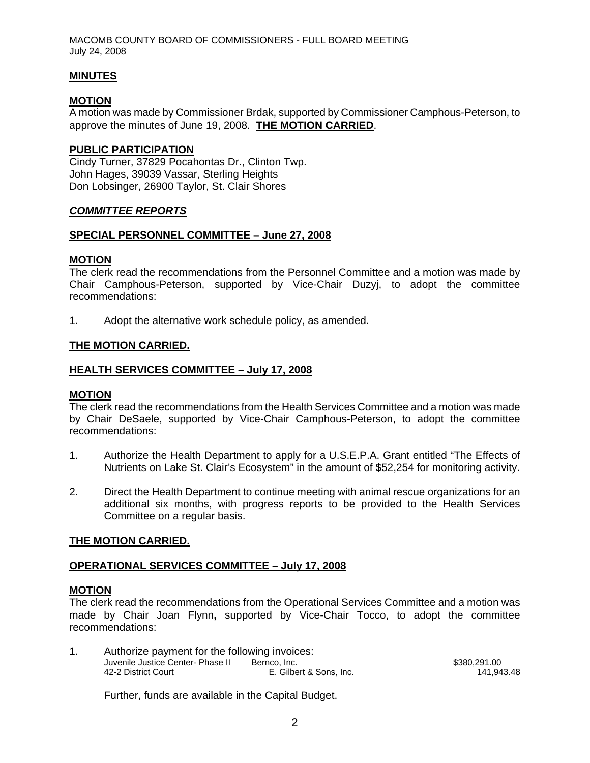**MINUTES**

**MOTION**

A motion was made by Commissioner Brdak, supported by Commissioner Camphous-Peterson, to approve the minutes of June 19, 2008. **THE MOTION CARRIED**.

**PUBLIC PARTICIPATION**

Cindy Turner, 37829 Pocahontas Dr., Clinton Twp.
John Hages, 39039 Vassar, Sterling Heights
Don Lobsinger, 26900 Taylor, St. Clair Shores

***COMMITTEE REPORTS***

**SPECIAL PERSONNEL COMMITTEE – June 27, 2008**

**MOTION**

The clerk read the recommendations from the Personnel Committee and a motion was made by Chair Camphous-Peterson, supported by Vice-Chair Duzyj, to adopt the committee recommendations:

1. Adopt the alternative work schedule policy, as amended.

**THE MOTION CARRIED.**

**HEALTH SERVICES COMMITTEE – July 17, 2008**

**MOTION**

The clerk read the recommendations from the Health Services Committee and a motion was made by Chair DeSaele, supported by Vice-Chair Camphous-Peterson, to adopt the committee recommendations:

1. Authorize the Health Department to apply for a U.S.E.P.A. Grant entitled "The Effects of Nutrients on Lake St. Clair's Ecosystem" in the amount of $52,254 for monitoring activity.

2. Direct the Health Department to continue meeting with animal rescue organizations for an additional six months, with progress reports to be provided to the Health Services Committee on a regular basis.

**THE MOTION CARRIED.**

**OPERATIONAL SERVICES COMMITTEE – July 17, 2008**

**MOTION**

The clerk read the recommendations from the Operational Services Committee and a motion was made by Chair Joan Flynn**,** supported by Vice-Chair Tocco, to adopt the committee recommendations:

1. Authorize payment for the following invoices:

| | | |
|---|---|---|
| Juvenile Justice Center- Phase II | Bernco, Inc. | $380,291.00 |
| 42-2 District Court | E. Gilbert & Sons, Inc. | 141,943.48 |

   Further, funds are available in the Capital Budget.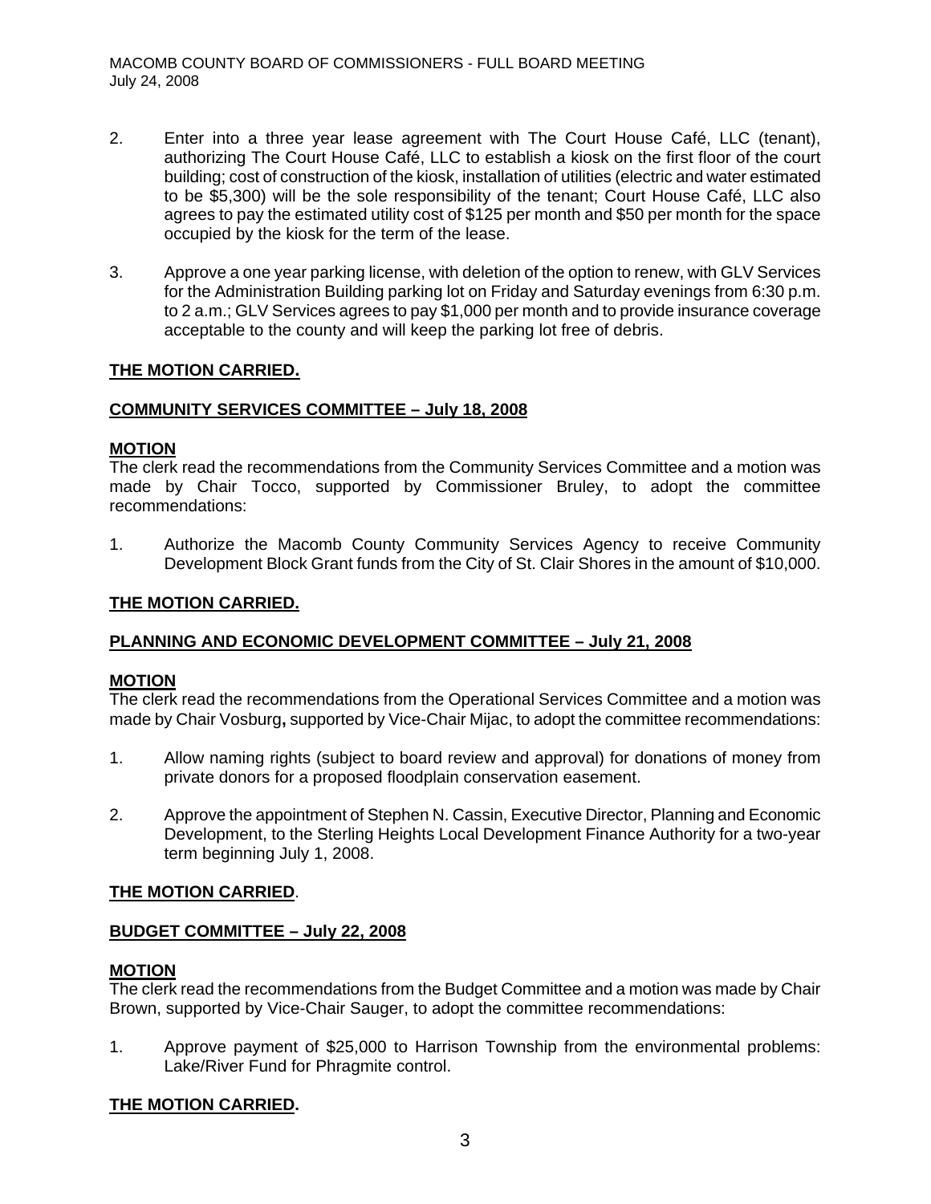2. Enter into a three year lease agreement with The Court House Café, LLC (tenant), authorizing The Court House Café, LLC to establish a kiosk on the first floor of the court building; cost of construction of the kiosk, installation of utilities (electric and water estimated to be $5,300) will be the sole responsibility of the tenant; Court House Café, LLC also agrees to pay the estimated utility cost of $125 per month and $50 per month for the space occupied by the kiosk for the term of the lease.

3. Approve a one year parking license, with deletion of the option to renew, with GLV Services for the Administration Building parking lot on Friday and Saturday evenings from 6:30 p.m. to 2 a.m.; GLV Services agrees to pay $1,000 per month and to provide insurance coverage acceptable to the county and will keep the parking lot free of debris.

**THE MOTION CARRIED.**

**COMMUNITY SERVICES COMMITTEE – July 18, 2008**

**MOTION**

The clerk read the recommendations from the Community Services Committee and a motion was made by Chair Tocco, supported by Commissioner Bruley, to adopt the committee recommendations:

1. Authorize the Macomb County Community Services Agency to receive Community Development Block Grant funds from the City of St. Clair Shores in the amount of $10,000.

**THE MOTION CARRIED.**

**PLANNING AND ECONOMIC DEVELOPMENT COMMITTEE – July 21, 2008**

**MOTION**

The clerk read the recommendations from the Operational Services Committee and a motion was made by Chair Vosburg**,** supported by Vice-Chair Mijac, to adopt the committee recommendations:

1. Allow naming rights (subject to board review and approval) for donations of money from private donors for a proposed floodplain conservation easement.

2. Approve the appointment of Stephen N. Cassin, Executive Director, Planning and Economic Development, to the Sterling Heights Local Development Finance Authority for a two-year term beginning July 1, 2008.

**THE MOTION CARRIED**.

**BUDGET COMMITTEE – July 22, 2008**

**MOTION**

The clerk read the recommendations from the Budget Committee and a motion was made by Chair Brown, supported by Vice-Chair Sauger, to adopt the committee recommendations:

1. Approve payment of $25,000 to Harrison Township from the environmental problems: Lake/River Fund for Phragmite control.

**THE MOTION CARRIED.**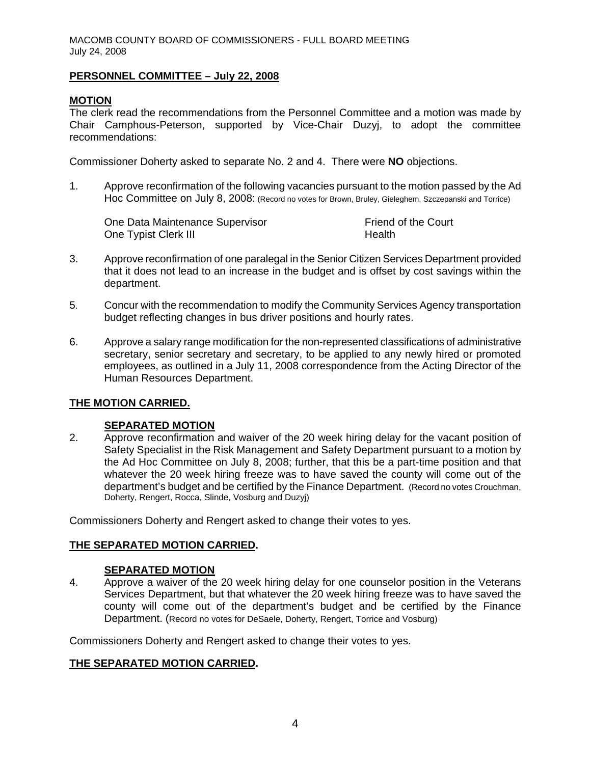**PERSONNEL COMMITTEE – July 22, 2008**

**MOTION**

The clerk read the recommendations from the Personnel Committee and a motion was made by Chair Camphous-Peterson, supported by Vice-Chair Duzyj, to adopt the committee recommendations:

Commissioner Doherty asked to separate No. 2 and 4. There were **NO** objections.

1. Approve reconfirmation of the following vacancies pursuant to the motion passed by the Ad Hoc Committee on July 8, 2008: (Record no votes for Brown, Bruley, Gieleghem, Szczepanski and Torrice)

   | | |
   |---|---|
   | One Data Maintenance Supervisor | Friend of the Court |
   | One Typist Clerk III | Health |

3. Approve reconfirmation of one paralegal in the Senior Citizen Services Department provided that it does not lead to an increase in the budget and is offset by cost savings within the department.

5. Concur with the recommendation to modify the Community Services Agency transportation budget reflecting changes in bus driver positions and hourly rates.

6. Approve a salary range modification for the non-represented classifications of administrative secretary, senior secretary and secretary, to be applied to any newly hired or promoted employees, as outlined in a July 11, 2008 correspondence from the Acting Director of the Human Resources Department.

**THE MOTION CARRIED.**

**SEPARATED MOTION**

2. Approve reconfirmation and waiver of the 20 week hiring delay for the vacant position of Safety Specialist in the Risk Management and Safety Department pursuant to a motion by the Ad Hoc Committee on July 8, 2008; further, that this be a part-time position and that whatever the 20 week hiring freeze was to have saved the county will come out of the department's budget and be certified by the Finance Department. (Record no votes Crouchman, Doherty, Rengert, Rocca, Slinde, Vosburg and Duzyj)

Commissioners Doherty and Rengert asked to change their votes to yes.

**THE SEPARATED MOTION CARRIED.**

**SEPARATED MOTION**

4. Approve a waiver of the 20 week hiring delay for one counselor position in the Veterans Services Department, but that whatever the 20 week hiring freeze was to have saved the county will come out of the department's budget and be certified by the Finance Department. (Record no votes for DeSaele, Doherty, Rengert, Torrice and Vosburg)

Commissioners Doherty and Rengert asked to change their votes to yes.

**THE SEPARATED MOTION CARRIED.**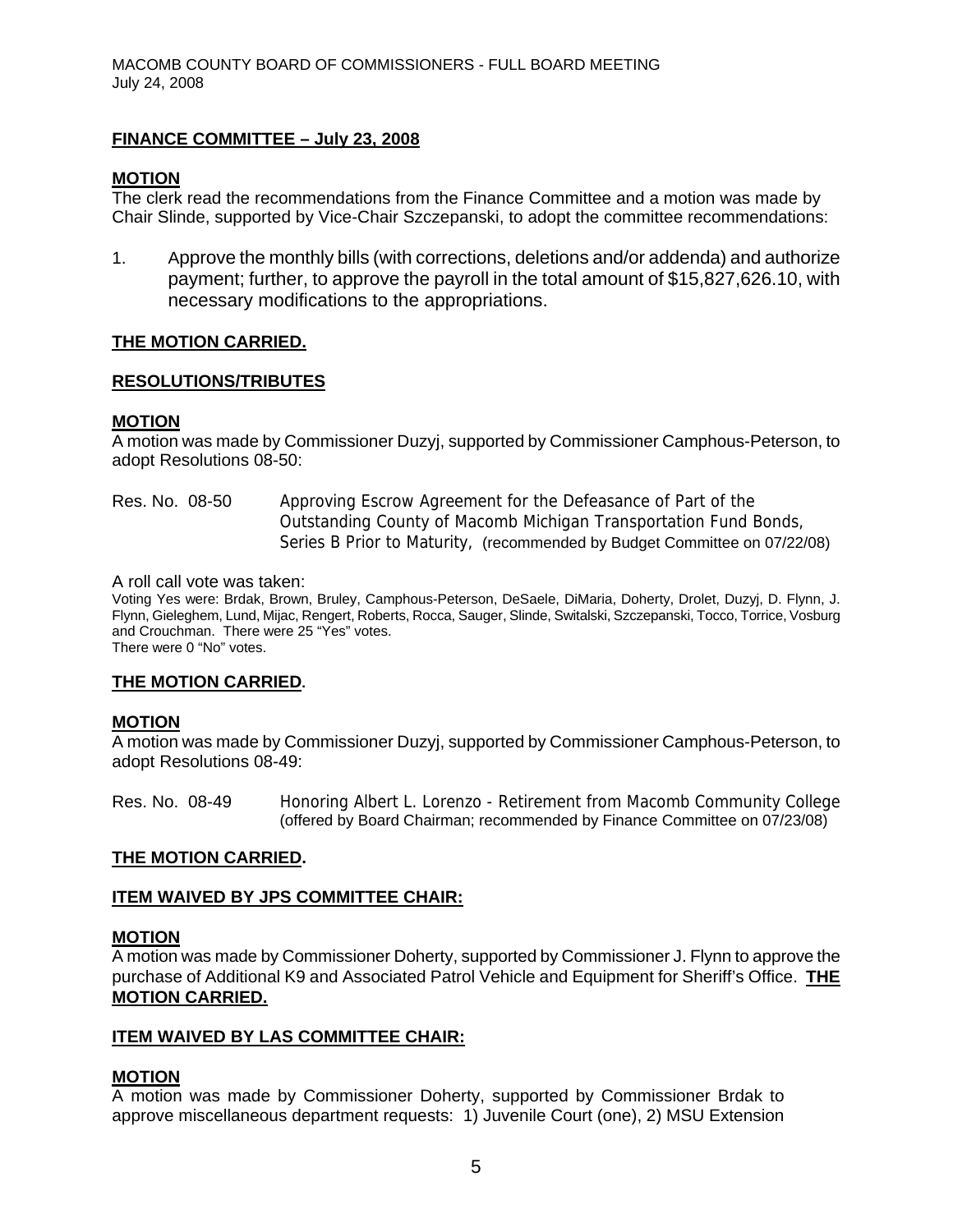**FINANCE COMMITTEE – July 23, 2008**

**MOTION**

The clerk read the recommendations from the Finance Committee and a motion was made by Chair Slinde, supported by Vice-Chair Szczepanski, to adopt the committee recommendations:

1. Approve the monthly bills (with corrections, deletions and/or addenda) and authorize payment; further, to approve the payroll in the total amount of $15,827,626.10, with necessary modifications to the appropriations.

**THE MOTION CARRIED.**

**RESOLUTIONS/TRIBUTES**

**MOTION**

A motion was made by Commissioner Duzyj, supported by Commissioner Camphous-Peterson, to adopt Resolutions 08-50:

Res. No. 08-50 Approving Escrow Agreement for the Defeasance of Part of the Outstanding County of Macomb Michigan Transportation Fund Bonds, Series B Prior to Maturity, (recommended by Budget Committee on 07/22/08)

A roll call vote was taken:

Voting Yes were: Brdak, Brown, Bruley, Camphous-Peterson, DeSaele, DiMaria, Doherty, Drolet, Duzyj, D. Flynn, J. Flynn, Gieleghem, Lund, Mijac, Rengert, Roberts, Rocca, Sauger, Slinde, Switalski, Szczepanski, Tocco, Torrice, Vosburg and Crouchman. There were 25 "Yes" votes.
There were 0 "No" votes.

**THE MOTION CARRIED.**

**MOTION**

A motion was made by Commissioner Duzyj, supported by Commissioner Camphous-Peterson, to adopt Resolutions 08-49:

Res. No. 08-49 Honoring Albert L. Lorenzo - Retirement from Macomb Community College (offered by Board Chairman; recommended by Finance Committee on 07/23/08)

**THE MOTION CARRIED.**

**ITEM WAIVED BY JPS COMMITTEE CHAIR:**

**MOTION**

A motion was made by Commissioner Doherty, supported by Commissioner J. Flynn to approve the purchase of Additional K9 and Associated Patrol Vehicle and Equipment for Sheriff's Office. **THE MOTION CARRIED.**

**ITEM WAIVED BY LAS COMMITTEE CHAIR:**

**MOTION**

A motion was made by Commissioner Doherty, supported by Commissioner Brdak to approve miscellaneous department requests: 1) Juvenile Court (one), 2) MSU Extension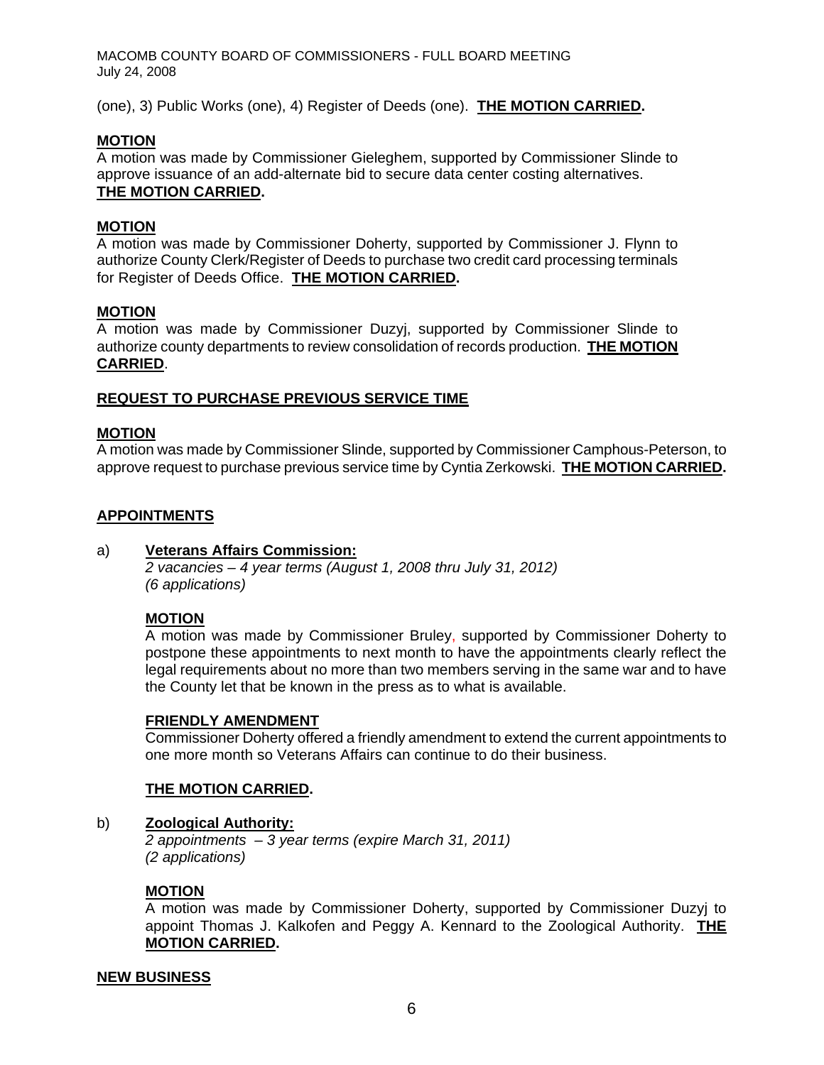(one), 3) Public Works (one), 4) Register of Deeds (one). **THE MOTION CARRIED.**

**MOTION**

A motion was made by Commissioner Gieleghem, supported by Commissioner Slinde to approve issuance of an add-alternate bid to secure data center costing alternatives. **THE MOTION CARRIED.**

**MOTION**

A motion was made by Commissioner Doherty, supported by Commissioner J. Flynn to authorize County Clerk/Register of Deeds to purchase two credit card processing terminals for Register of Deeds Office. **THE MOTION CARRIED.**

**MOTION**

A motion was made by Commissioner Duzyj, supported by Commissioner Slinde to authorize county departments to review consolidation of records production. **THE MOTION CARRIED**.

**REQUEST TO PURCHASE PREVIOUS SERVICE TIME**

**MOTION**

A motion was made by Commissioner Slinde, supported by Commissioner Camphous-Peterson, to approve request to purchase previous service time by Cyntia Zerkowski. **THE MOTION CARRIED.**

**APPOINTMENTS**

a) **Veterans Affairs Commission:**
*2 vacancies – 4 year terms (August 1, 2008 thru July 31, 2012)*
*(6 applications)*

**MOTION**

A motion was made by Commissioner Bruley, supported by Commissioner Doherty to postpone these appointments to next month to have the appointments clearly reflect the legal requirements about no more than two members serving in the same war and to have the County let that be known in the press as to what is available.

**FRIENDLY AMENDMENT**

Commissioner Doherty offered a friendly amendment to extend the current appointments to one more month so Veterans Affairs can continue to do their business.

**THE MOTION CARRIED.**

b) **Zoological Authority:**
*2 appointments – 3 year terms (expire March 31, 2011)*
*(2 applications)*

**MOTION**

A motion was made by Commissioner Doherty, supported by Commissioner Duzyj to appoint Thomas J. Kalkofen and Peggy A. Kennard to the Zoological Authority. **THE MOTION CARRIED.**

**NEW BUSINESS**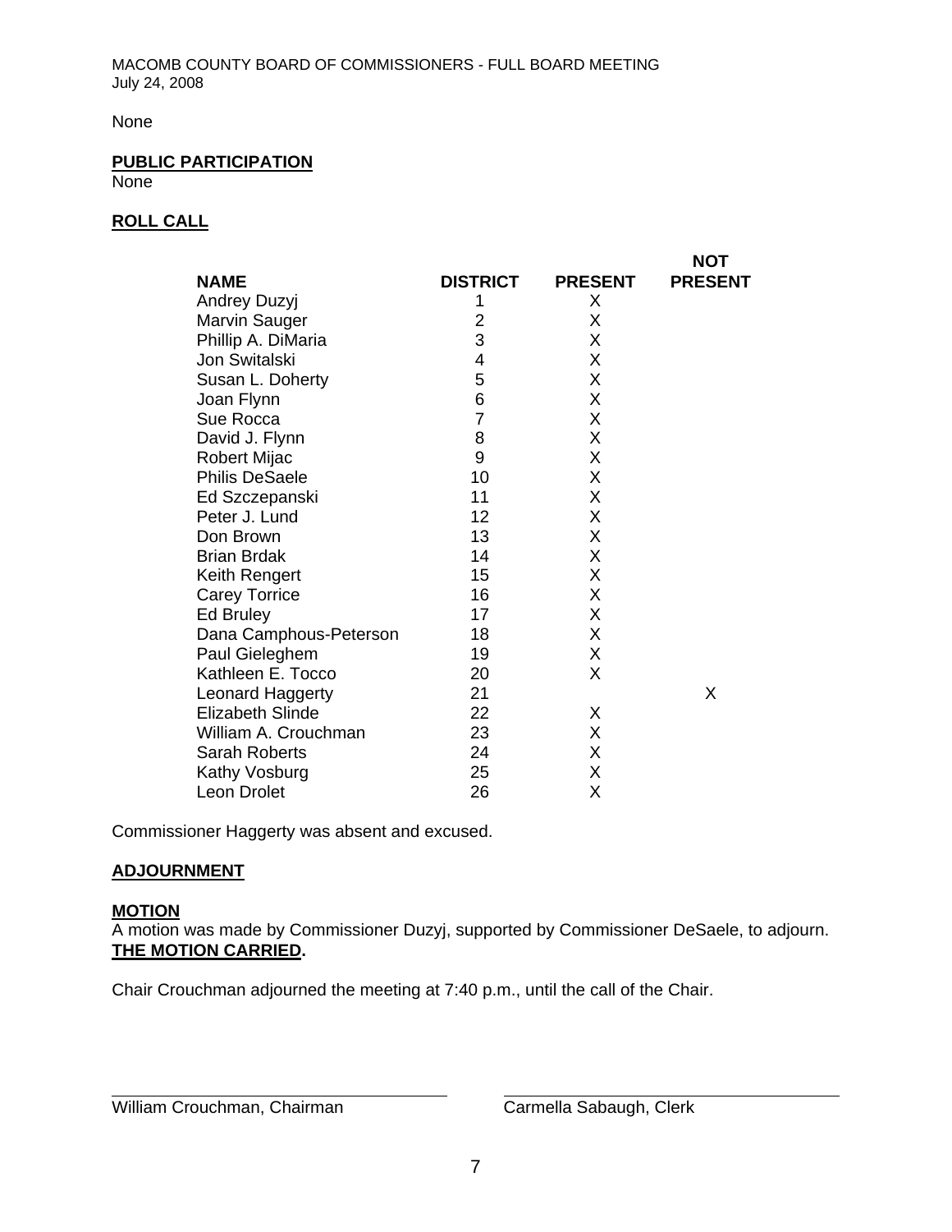None

**PUBLIC PARTICIPATION**

None

**ROLL CALL**

| NAME | DISTRICT | PRESENT | NOT PRESENT |
|---|---|---|---|
| Andrey Duzyj | 1 | X | |
| Marvin Sauger | 2 | X | |
| Phillip A. DiMaria | 3 | X | |
| Jon Switalski | 4 | X | |
| Susan L. Doherty | 5 | X | |
| Joan Flynn | 6 | X | |
| Sue Rocca | 7 | X | |
| David J. Flynn | 8 | X | |
| Robert Mijac | 9 | X | |
| Philis DeSaele | 10 | X | |
| Ed Szczepanski | 11 | X | |
| Peter J. Lund | 12 | X | |
| Don Brown | 13 | X | |
| Brian Brdak | 14 | X | |
| Keith Rengert | 15 | X | |
| Carey Torrice | 16 | X | |
| Ed Bruley | 17 | X | |
| Dana Camphous-Peterson | 18 | X | |
| Paul Gieleghem | 19 | X | |
| Kathleen E. Tocco | 20 | X | |
| Leonard Haggerty | 21 | | X |
| Elizabeth Slinde | 22 | X | |
| William A. Crouchman | 23 | X | |
| Sarah Roberts | 24 | X | |
| Kathy Vosburg | 25 | X | |
| Leon Drolet | 26 | X | |

Commissioner Haggerty was absent and excused.

**ADJOURNMENT**

**MOTION**

A motion was made by Commissioner Duzyj, supported by Commissioner DeSaele, to adjourn.
**THE MOTION CARRIED.**

Chair Crouchman adjourned the meeting at 7:40 p.m., until the call of the Chair.

William Crouchman, Chairman

Carmella Sabaugh, Clerk